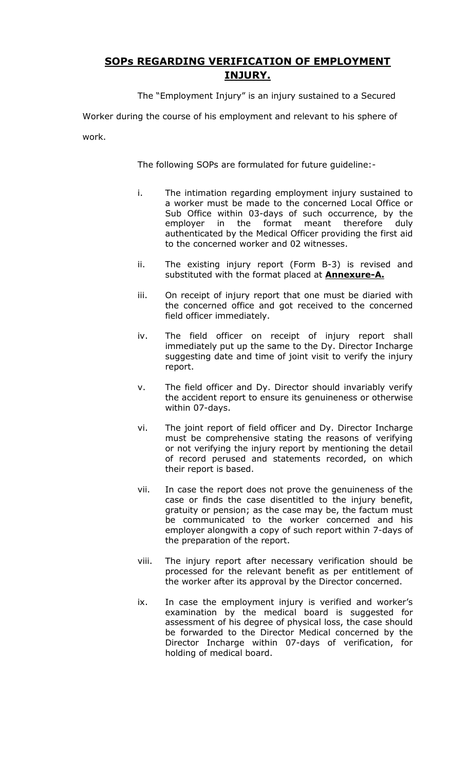# SOPs REGARDING VERIFICATION OF EMPLOYMENT INJURY.

The "Employment Injury" is an injury sustained to a Secured Worker during the course of his employment and relevant to his sphere of work.

The following SOPs are formulated for future guideline:-

i. The intimation regarding employment injury sustained to a worker must be made to the concerned Local Office or Sub Office within 03-days of such occurrence, by the employer in the format meant therefore duly authenticated by the Medical Officer providing the first aid to the concerned worker and 02 witnesses.

ii. The existing injury report (Form B-3) is revised and substituted with the format placed at **Annexure-A.**

iii. On receipt of injury report that one must be diaried with the concerned office and got received to the concerned field officer immediately.

iv. The field officer on receipt of injury report shall immediately put up the same to the Dy. Director Incharge suggesting date and time of joint visit to verify the injury report.

v. The field officer and Dy. Director should invariably verify the accident report to ensure its genuineness or otherwise within 07-days.

vi. The joint report of field officer and Dy. Director Incharge must be comprehensive stating the reasons of verifying or not verifying the injury report by mentioning the detail of record perused and statements recorded, on which their report is based.

vii. In case the report does not prove the genuineness of the case or finds the case disentitled to the injury benefit, gratuity or pension; as the case may be, the factum must be communicated to the worker concerned and his employer alongwith a copy of such report within 7-days of the preparation of the report.

viii. The injury report after necessary verification should be processed for the relevant benefit as per entitlement of the worker after its approval by the Director concerned.

ix. In case the employment injury is verified and worker's examination by the medical board is suggested for assessment of his degree of physical loss, the case should be forwarded to the Director Medical concerned by the Director Incharge within 07-days of verification, for holding of medical board.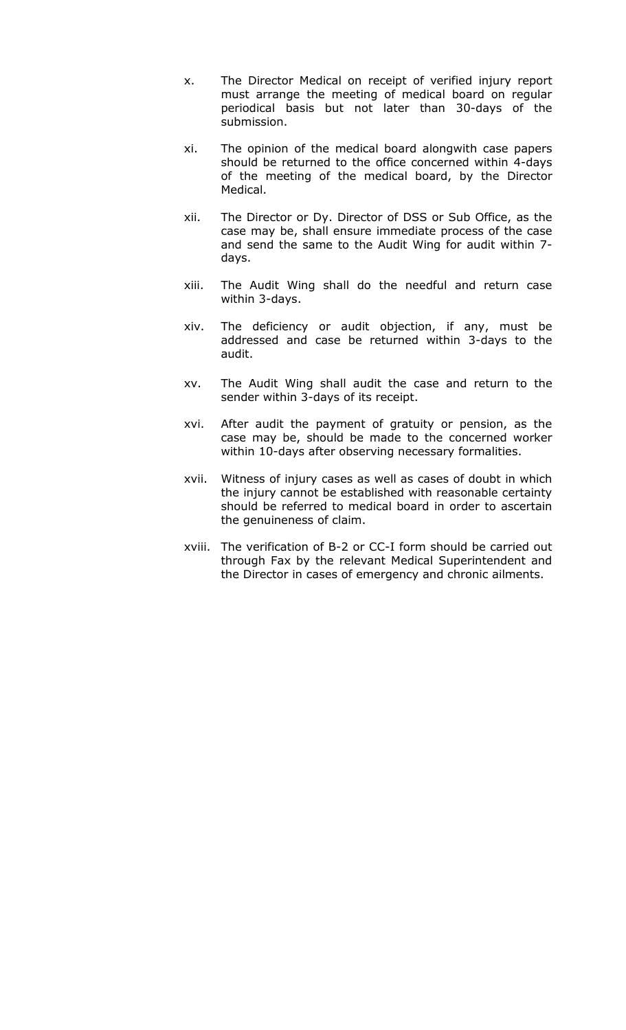x. The Director Medical on receipt of verified injury report must arrange the meeting of medical board on regular periodical basis but not later than 30-days of the submission.

xi. The opinion of the medical board alongwith case papers should be returned to the office concerned within 4-days of the meeting of the medical board, by the Director Medical.

xii. The Director or Dy. Director of DSS or Sub Office, as the case may be, shall ensure immediate process of the case and send the same to the Audit Wing for audit within 7-days.

xiii. The Audit Wing shall do the needful and return case within 3-days.

xiv. The deficiency or audit objection, if any, must be addressed and case be returned within 3-days to the audit.

xv. The Audit Wing shall audit the case and return to the sender within 3-days of its receipt.

xvi. After audit the payment of gratuity or pension, as the case may be, should be made to the concerned worker within 10-days after observing necessary formalities.

xvii. Witness of injury cases as well as cases of doubt in which the injury cannot be established with reasonable certainty should be referred to medical board in order to ascertain the genuineness of claim.

xviii. The verification of B-2 or CC-I form should be carried out through Fax by the relevant Medical Superintendent and the Director in cases of emergency and chronic ailments.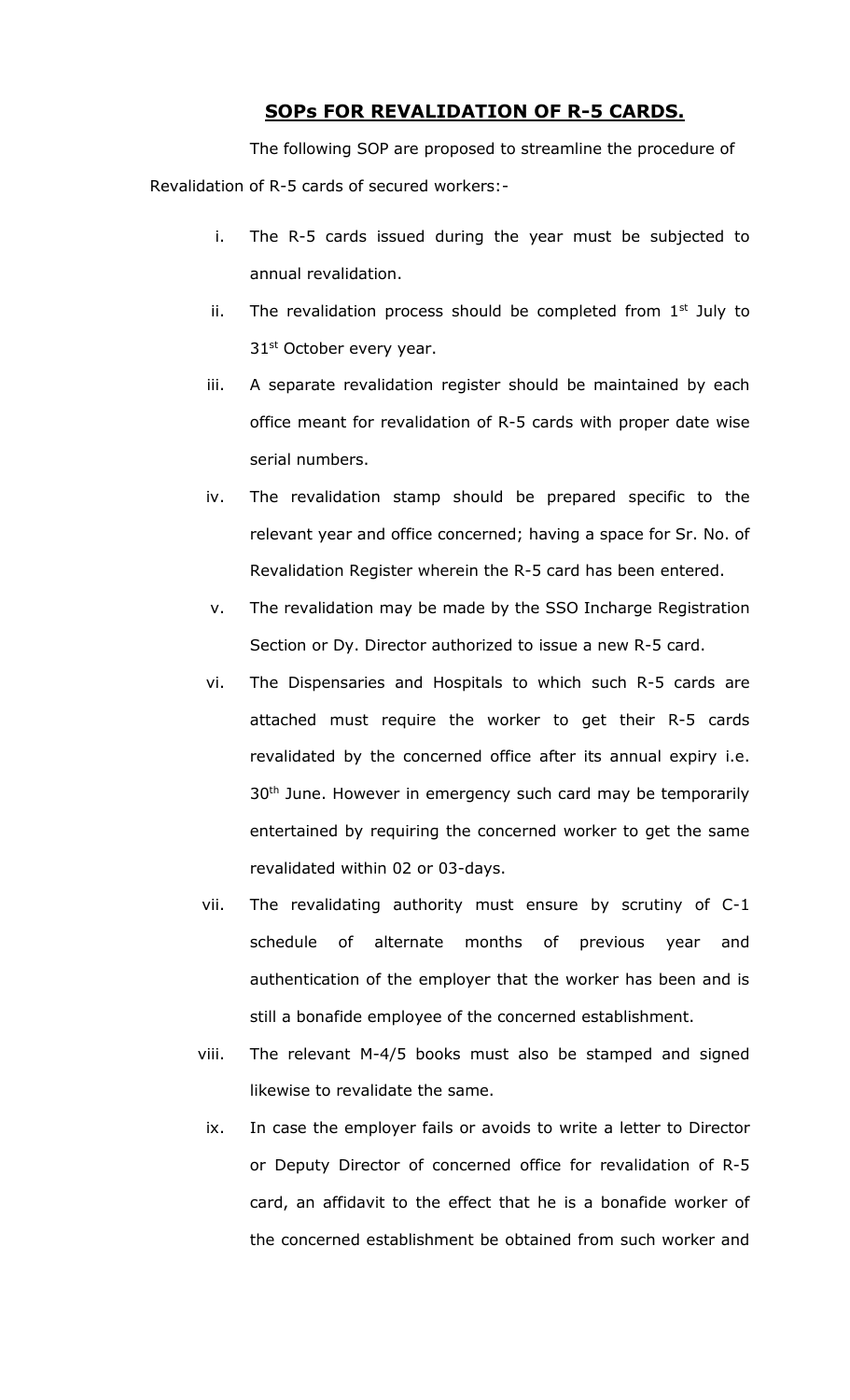## SOPs FOR REVALIDATION OF R-5 CARDS.

The following SOP are proposed to streamline the procedure of Revalidation of R-5 cards of secured workers:-

- i. The R-5 cards issued during the year must be subjected to annual revalidation.
- ii. The revalidation process should be completed from 1st July to 31st October every year.
- iii. A separate revalidation register should be maintained by each office meant for revalidation of R-5 cards with proper date wise serial numbers.
- iv. The revalidation stamp should be prepared specific to the relevant year and office concerned; having a space for Sr. No. of Revalidation Register wherein the R-5 card has been entered.
- v. The revalidation may be made by the SSO Incharge Registration Section or Dy. Director authorized to issue a new R-5 card.
- vi. The Dispensaries and Hospitals to which such R-5 cards are attached must require the worker to get their R-5 cards revalidated by the concerned office after its annual expiry i.e. 30th June. However in emergency such card may be temporarily entertained by requiring the concerned worker to get the same revalidated within 02 or 03-days.
- vii. The revalidating authority must ensure by scrutiny of C-1 schedule of alternate months of previous year and authentication of the employer that the worker has been and is still a bonafide employee of the concerned establishment.
- viii. The relevant M-4/5 books must also be stamped and signed likewise to revalidate the same.
- ix. In case the employer fails or avoids to write a letter to Director or Deputy Director of concerned office for revalidation of R-5 card, an affidavit to the effect that he is a bonafide worker of the concerned establishment be obtained from such worker and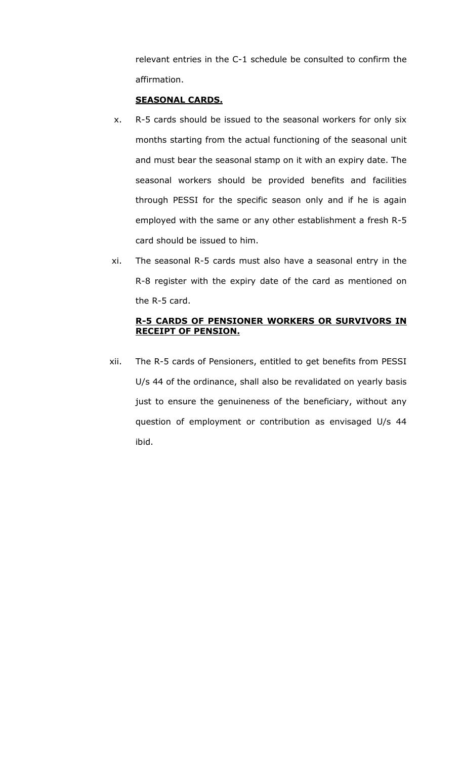relevant entries in the C-1 schedule be consulted to confirm the affirmation.

**SEASONAL CARDS.**

x. R-5 cards should be issued to the seasonal workers for only six months starting from the actual functioning of the seasonal unit and must bear the seasonal stamp on it with an expiry date. The seasonal workers should be provided benefits and facilities through PESSI for the specific season only and if he is again employed with the same or any other establishment a fresh R-5 card should be issued to him.

xi. The seasonal R-5 cards must also have a seasonal entry in the R-8 register with the expiry date of the card as mentioned on the R-5 card.

**R-5 CARDS OF PENSIONER WORKERS OR SURVIVORS IN RECEIPT OF PENSION.**

xii. The R-5 cards of Pensioners, entitled to get benefits from PESSI U/s 44 of the ordinance, shall also be revalidated on yearly basis just to ensure the genuineness of the beneficiary, without any question of employment or contribution as envisaged U/s 44 ibid.